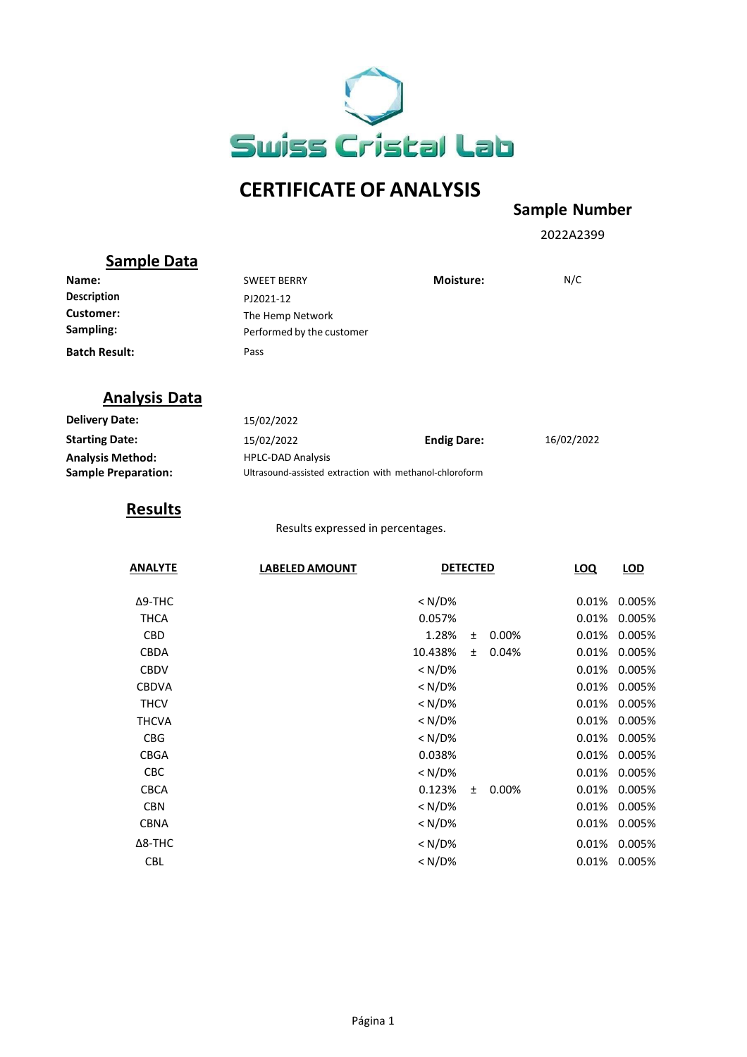Swiss Cristal Lab

# CERTIFICATE OF ANALYSIS

**Sample Number**

2022A2399

## Sample Data

| | | | |
|---|---|---|---|
| **Name:** | SWEET BERRY | **Moisture:** | N/C |
| **Description** | PJ2021-12 | | |
| **Customer:** | The Hemp Network | | |
| **Sampling:** | Performed by the customer | | |
| **Batch Result:** | Pass | | |

## Analysis Data

| | | | |
|---|---|---|---|
| **Delivery Date:** | 15/02/2022 | | |
| **Starting Date:** | 15/02/2022 | **Endig Dare:** | 16/02/2022 |
| **Analysis Method:** | HPLC-DAD Analysis | | |
| **Sample Preparation:** | Ultrasound-assisted extraction with methanol-chloroform | | |

## Results

Results expressed in percentages.

| ANALYTE | LABELED AMOUNT | DETECTED | | | LOQ | LOD |
|---|---|---|---|---|---|---|
| Δ9-THC | | < N/D% | | | 0.01% | 0.005% |
| THCA | | 0.057% | | | 0.01% | 0.005% |
| CBD | | 1.28% | ± | 0.00% | 0.01% | 0.005% |
| CBDA | | 10.438% | ± | 0.04% | 0.01% | 0.005% |
| CBDV | | < N/D% | | | 0.01% | 0.005% |
| CBDVA | | < N/D% | | | 0.01% | 0.005% |
| THCV | | < N/D% | | | 0.01% | 0.005% |
| THCVA | | < N/D% | | | 0.01% | 0.005% |
| CBG | | < N/D% | | | 0.01% | 0.005% |
| CBGA | | 0.038% | | | 0.01% | 0.005% |
| CBC | | < N/D% | | | 0.01% | 0.005% |
| CBCA | | 0.123% | ± | 0.00% | 0.01% | 0.005% |
| CBN | | < N/D% | | | 0.01% | 0.005% |
| CBNA | | < N/D% | | | 0.01% | 0.005% |
| Δ8-THC | | < N/D% | | | 0.01% | 0.005% |
| CBL | | < N/D% | | | 0.01% | 0.005% |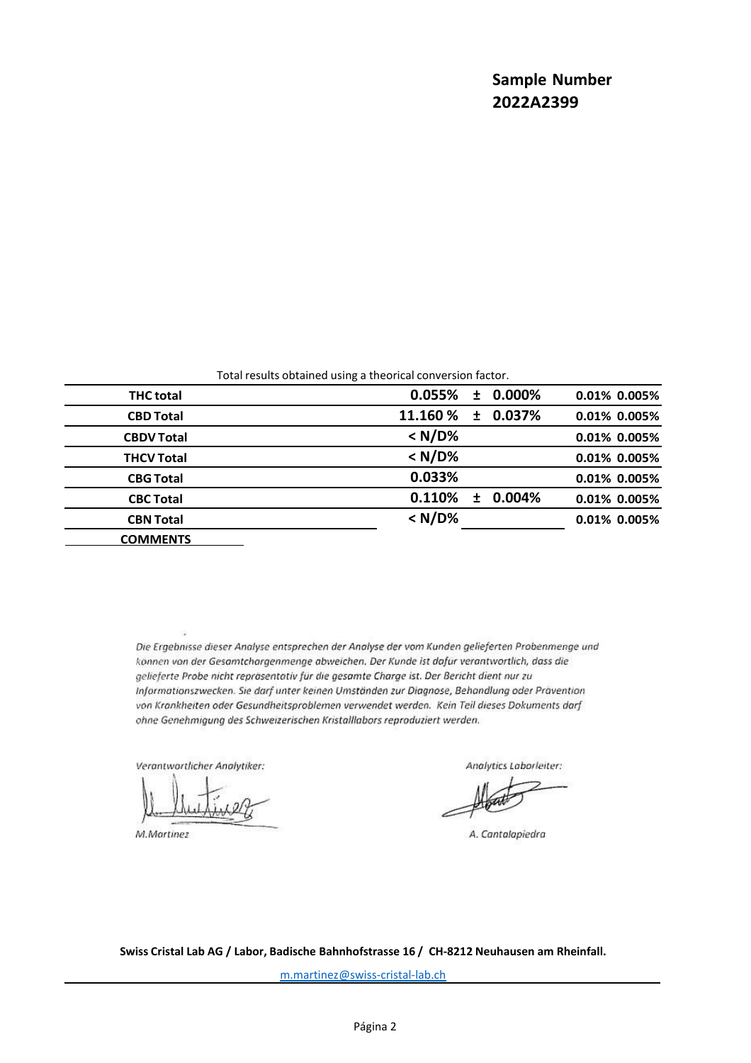**Sample Number**
**2022A2399**

Total results obtained using a theorical conversion factor.

| | | | | | |
|---|---|---|---|---|---|
| **THC total** | **0.055%** | **±** | **0.000%** | **0.01%** | **0.005%** |
| **CBD Total** | **11.160 %** | **±** | **0.037%** | **0.01%** | **0.005%** |
| **CBDV Total** | **< N/D%** | | | **0.01%** | **0.005%** |
| **THCV Total** | **< N/D%** | | | **0.01%** | **0.005%** |
| **CBG Total** | **0.033%** | | | **0.01%** | **0.005%** |
| **CBC Total** | **0.110%** | **±** | **0.004%** | **0.01%** | **0.005%** |
| **CBN Total** | **< N/D%** | | | **0.01%** | **0.005%** |

**COMMENTS**

*Die Ergebnisse dieser Analyse entsprechen der Analyse der vom Kunden gelieferten Probenmenge und können von der Gesamtchargenmenge abweichen. Der Kunde ist dafür verantwortlich, dass die gelieferte Probe nicht repräsentativ für die gesamte Charge ist. Der Bericht dient nur zu Informationszwecken. Sie darf unter keinen Umständen zur Diagnose, Behandlung oder Prävention von Krankheiten oder Gesundheitsproblemen verwendet werden. Kein Teil dieses Dokuments darf ohne Genehmigung des Schweizerischen Kristalllabors reproduziert werden.*

*Verantwortlicher Analytiker:*

*M.Martinez*

*Analytics Laborleiter:*

*A. Cantalapiedra*

**Swiss Cristal Lab AG / Labor, Badische Bahnhofstrasse 16 / CH-8212 Neuhausen am Rheinfall.**

m.martinez@swiss-cristal-lab.ch